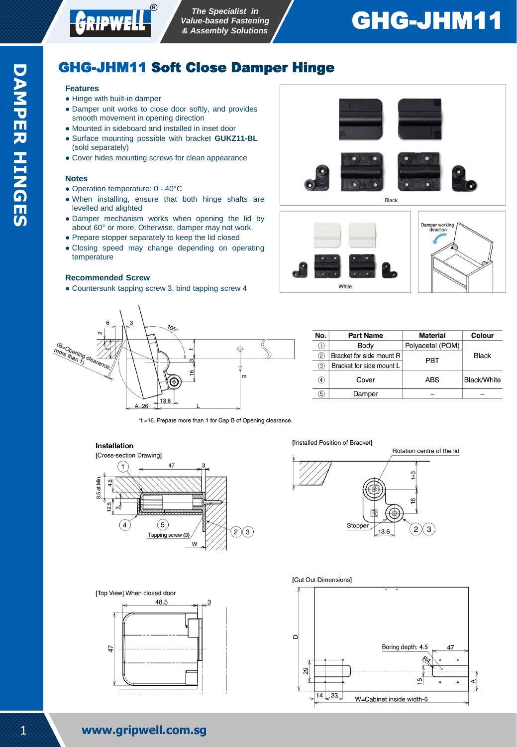# GHG-JHM11 Soft Close Damper Hinge

### Features

- Hinge with built-in damper
- Damper unit works to close door softly, and provides smooth movement in opening direction
- Mounted in sideboard and installed in inset door
- Surface mounting possible with bracket **GUKZ11-BL** (sold separately)
- Cover hides mounting screws for clean appearance

### Notes

- Operation temperature: 0 - 40°C
- When installing, ensure that both hinge shafts are levelled and alighted
- Damper mechanism works when opening the lid by about 60° or more. Otherwise, damper may not work.
- Prepare stopper separately to keep the lid closed
- Closing speed may change depending on operating temperature

### Recommended Screw

- Countersunk tapping screw 3, bind tapping screw 4

Black

White

Damper working direction

| No. | Part Name | Material | Colour |
|---|---|---|---|
| ① | Body | Polyacetal (POM) | Black |
| ② | Bracket for side mount R | PBT | |
| ③ | Bracket for side mount L | | |
| ④ | Cover | ABS | Black/White |
| ⑤ | Damper | – | – |

*t =16. Prepare more than 1 for Gap B of Opening clearance.

### Installation

[Cross-section Drawing]

[Installed Position of Bracket]

[Top View] When closed door

[Cut Out Dimensions]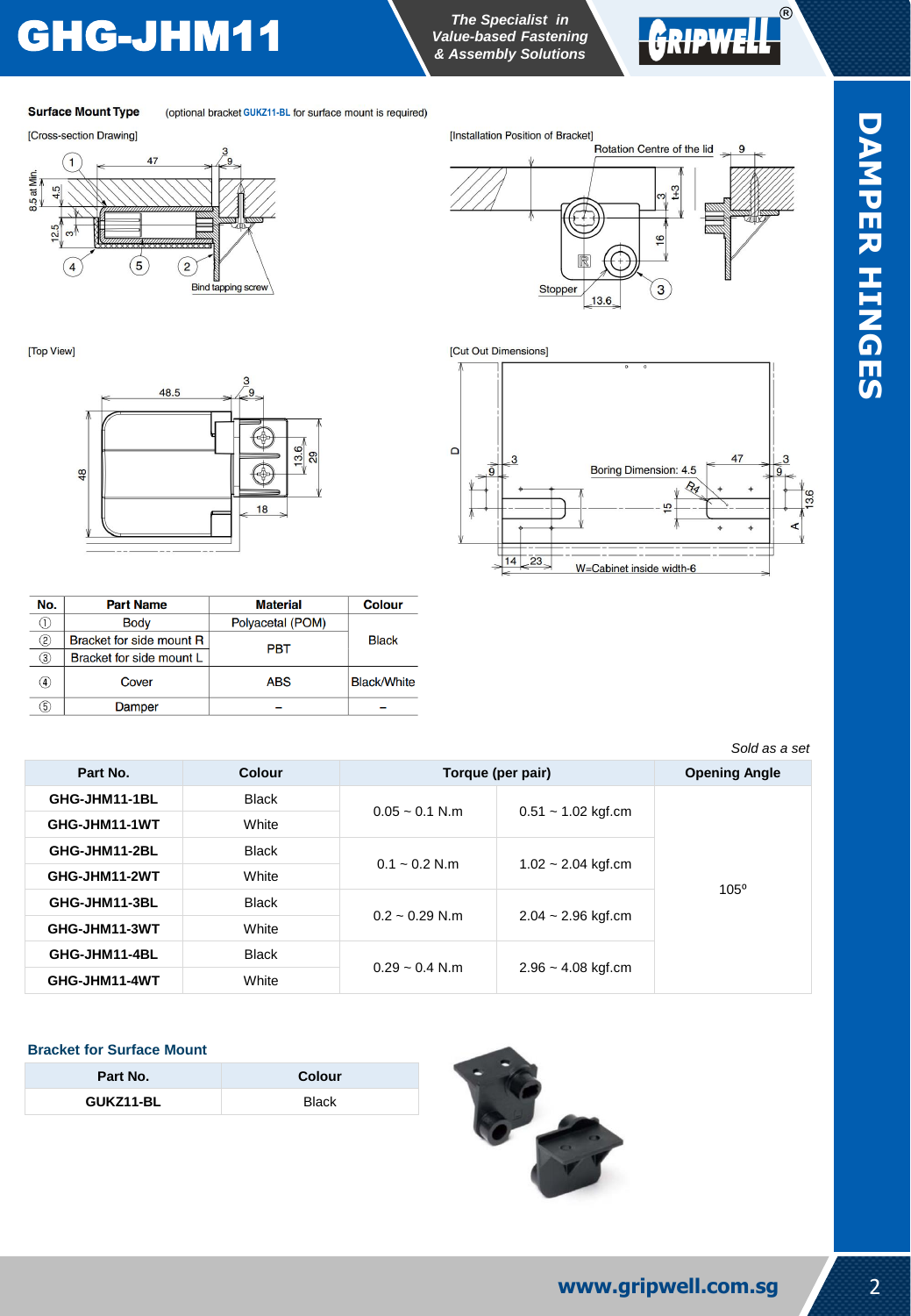# GHG-JHM11

*The Specialist in Value-based Fastening & Assembly Solutions*

GRIPWELL®

DAMPER HINGES

**Surface Mount Type** (optional bracket **GUKZ11-BL** for surface mount is required)

[Cross-section Drawing]

47
3
9
8.5 at Min.
4.5
12.5
3
1
4
5
2
Bind tapping screw

[Installation Position of Bracket]

Rotation Centre of the lid
9
3
t+3
16
Stopper
13.6
3

[Top View]

48.5
3
9
48
13.6
29
18

[Cut Out Dimensions]

D
3
9
Boring Dimension: 4.5
47
3
9
R4
15
13.6
A
14
23
W=Cabinet inside width-6

| No. | Part Name | Material | Colour |
|---|---|---|---|
| ① | Body | Polyacetal (POM) | Black |
| ② | Bracket for side mount R | PBT | |
| ③ | Bracket for side mount L | | |
| ④ | Cover | ABS | Black/White |
| ⑤ | Damper | – | – |

*Sold as a set*

| Part No. | Colour | Torque (per pair) | | Opening Angle |
|---|---|---|---|---|
| GHG-JHM11-1BL | Black | 0.05 ~ 0.1 N.m | 0.51 ~ 1.02 kgf.cm | 105º |
| GHG-JHM11-1WT | White | | | |
| GHG-JHM11-2BL | Black | 0.1 ~ 0.2 N.m | 1.02 ~ 2.04 kgf.cm | |
| GHG-JHM11-2WT | White | | | |
| GHG-JHM11-3BL | Black | 0.2 ~ 0.29 N.m | 2.04 ~ 2.96 kgf.cm | |
| GHG-JHM11-3WT | White | | | |
| GHG-JHM11-4BL | Black | 0.29 ~ 0.4 N.m | 2.96 ~ 4.08 kgf.cm | |
| GHG-JHM11-4WT | White | | | |

## Bracket for Surface Mount

| Part No. | Colour |
|---|---|
| GUKZ11-BL | Black |

www.gripwell.com.sg